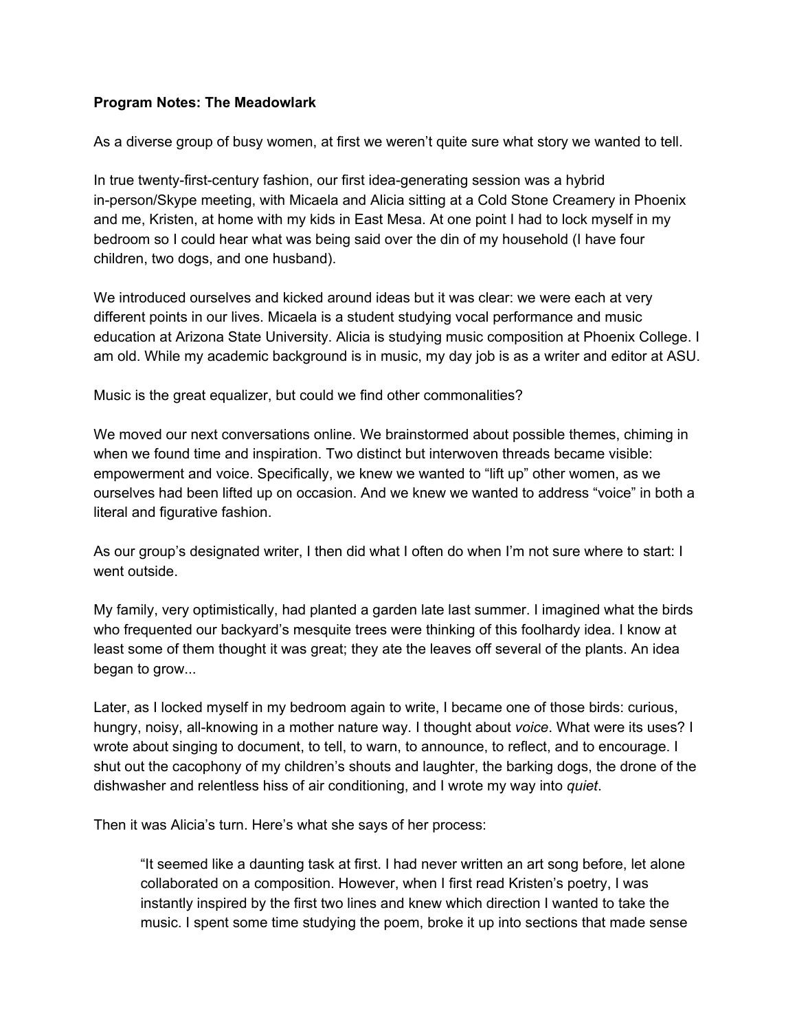**Program Notes: The Meadowlark**

As a diverse group of busy women, at first we weren't quite sure what story we wanted to tell.

In true twenty-first-century fashion, our first idea-generating session was a hybrid in-person/Skype meeting, with Micaela and Alicia sitting at a Cold Stone Creamery in Phoenix and me, Kristen, at home with my kids in East Mesa. At one point I had to lock myself in my bedroom so I could hear what was being said over the din of my household (I have four children, two dogs, and one husband).

We introduced ourselves and kicked around ideas but it was clear: we were each at very different points in our lives. Micaela is a student studying vocal performance and music education at Arizona State University. Alicia is studying music composition at Phoenix College. I am old. While my academic background is in music, my day job is as a writer and editor at ASU.

Music is the great equalizer, but could we find other commonalities?

We moved our next conversations online. We brainstormed about possible themes, chiming in when we found time and inspiration. Two distinct but interwoven threads became visible: empowerment and voice. Specifically, we knew we wanted to "lift up" other women, as we ourselves had been lifted up on occasion. And we knew we wanted to address "voice" in both a literal and figurative fashion.

As our group's designated writer, I then did what I often do when I'm not sure where to start: I went outside.

My family, very optimistically, had planted a garden late last summer. I imagined what the birds who frequented our backyard's mesquite trees were thinking of this foolhardy idea. I know at least some of them thought it was great; they ate the leaves off several of the plants. An idea began to grow...

Later, as I locked myself in my bedroom again to write, I became one of those birds: curious, hungry, noisy, all-knowing in a mother nature way. I thought about *voice*. What were its uses? I wrote about singing to document, to tell, to warn, to announce, to reflect, and to encourage. I shut out the cacophony of my children's shouts and laughter, the barking dogs, the drone of the dishwasher and relentless hiss of air conditioning, and I wrote my way into *quiet*.

Then it was Alicia's turn. Here's what she says of her process:

> "It seemed like a daunting task at first. I had never written an art song before, let alone collaborated on a composition. However, when I first read Kristen's poetry, I was instantly inspired by the first two lines and knew which direction I wanted to take the music. I spent some time studying the poem, broke it up into sections that made sense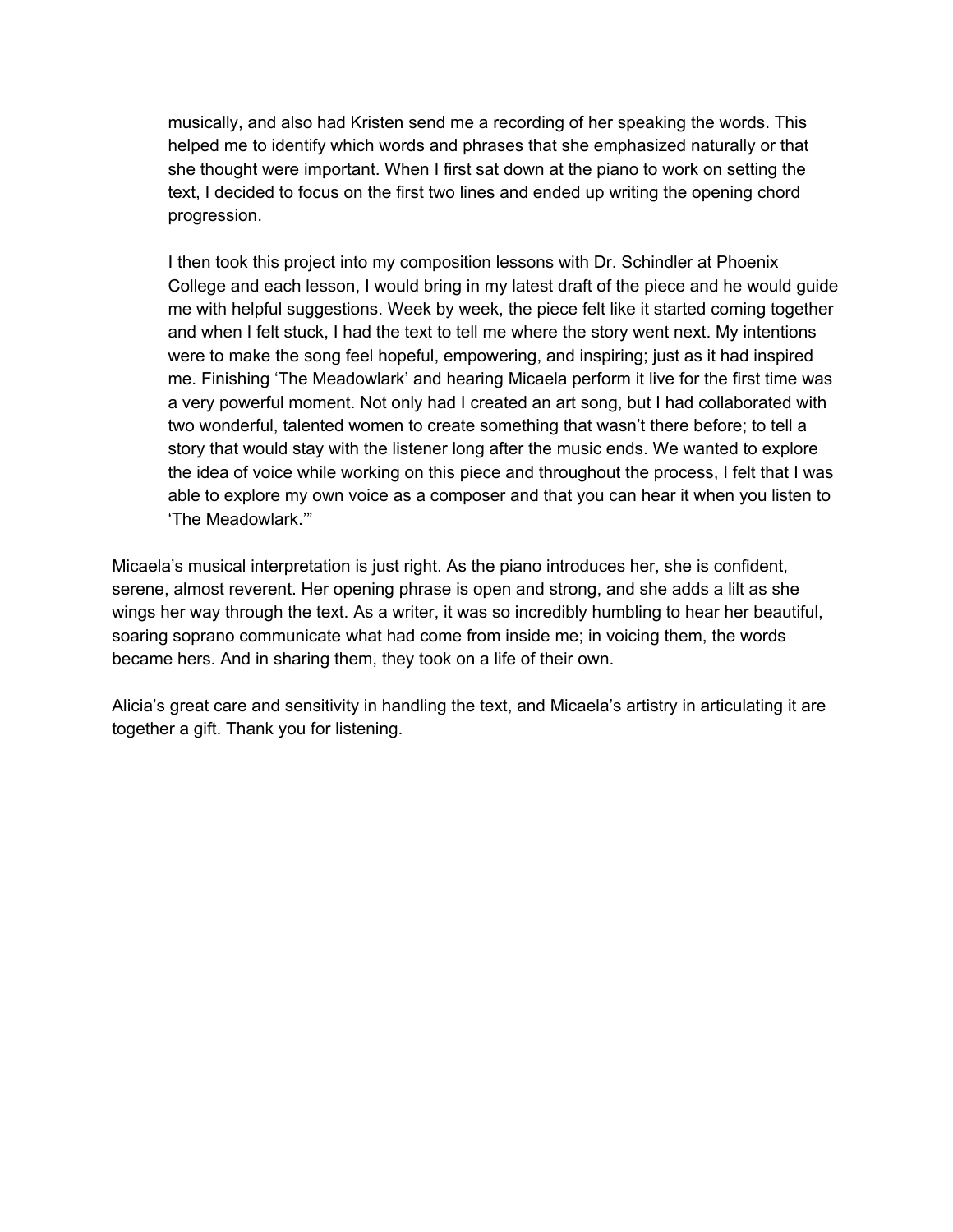> musically, and also had Kristen send me a recording of her speaking the words. This helped me to identify which words and phrases that she emphasized naturally or that she thought were important. When I first sat down at the piano to work on setting the text, I decided to focus on the first two lines and ended up writing the opening chord progression.
>
> I then took this project into my composition lessons with Dr. Schindler at Phoenix College and each lesson, I would bring in my latest draft of the piece and he would guide me with helpful suggestions. Week by week, the piece felt like it started coming together and when I felt stuck, I had the text to tell me where the story went next. My intentions were to make the song feel hopeful, empowering, and inspiring; just as it had inspired me. Finishing 'The Meadowlark' and hearing Micaela perform it live for the first time was a very powerful moment. Not only had I created an art song, but I had collaborated with two wonderful, talented women to create something that wasn't there before; to tell a story that would stay with the listener long after the music ends. We wanted to explore the idea of voice while working on this piece and throughout the process, I felt that I was able to explore my own voice as a composer and that you can hear it when you listen to 'The Meadowlark.'"

Micaela's musical interpretation is just right. As the piano introduces her, she is confident, serene, almost reverent. Her opening phrase is open and strong, and she adds a lilt as she wings her way through the text. As a writer, it was so incredibly humbling to hear her beautiful, soaring soprano communicate what had come from inside me; in voicing them, the words became hers. And in sharing them, they took on a life of their own.

Alicia's great care and sensitivity in handling the text, and Micaela's artistry in articulating it are together a gift. Thank you for listening.